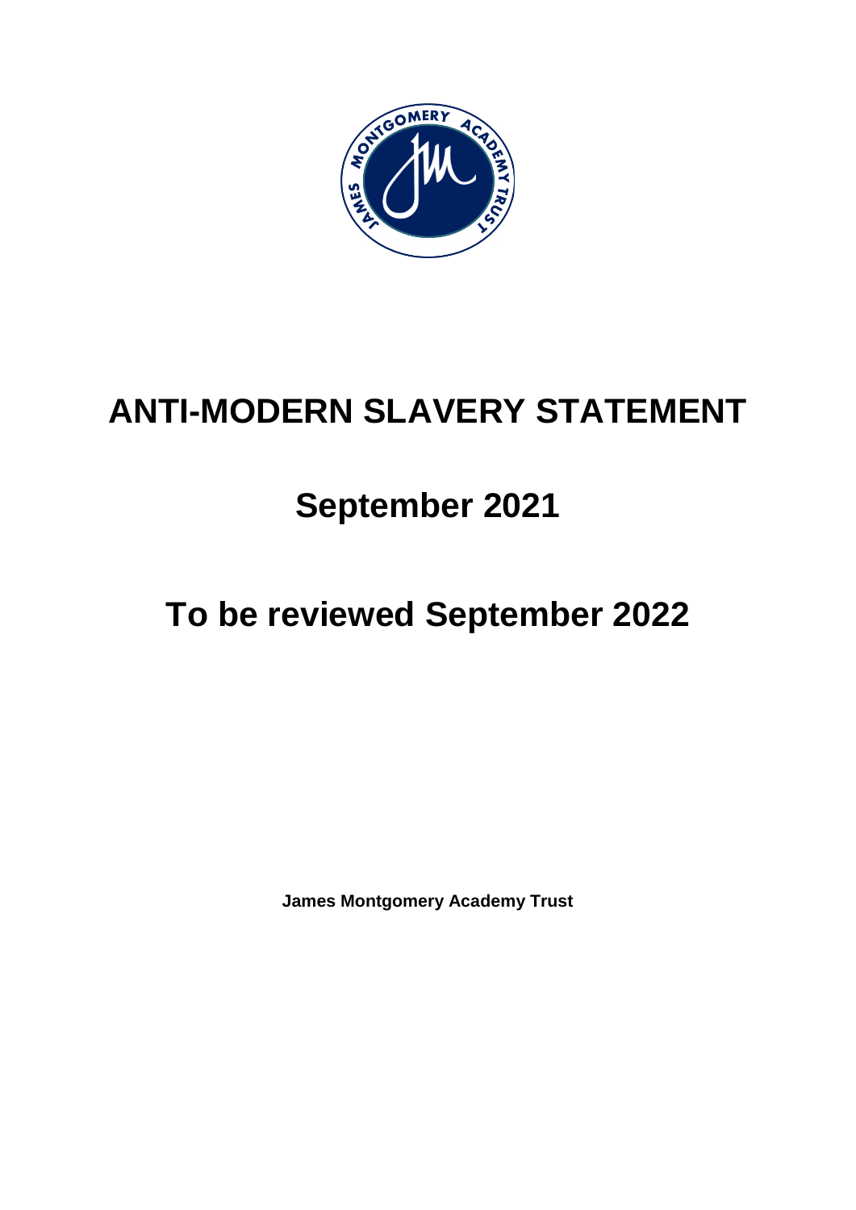# ANTI-MODERN SLAVERY STATEMENT

## September 2021

## To be reviewed September 2022

**James Montgomery Academy Trust**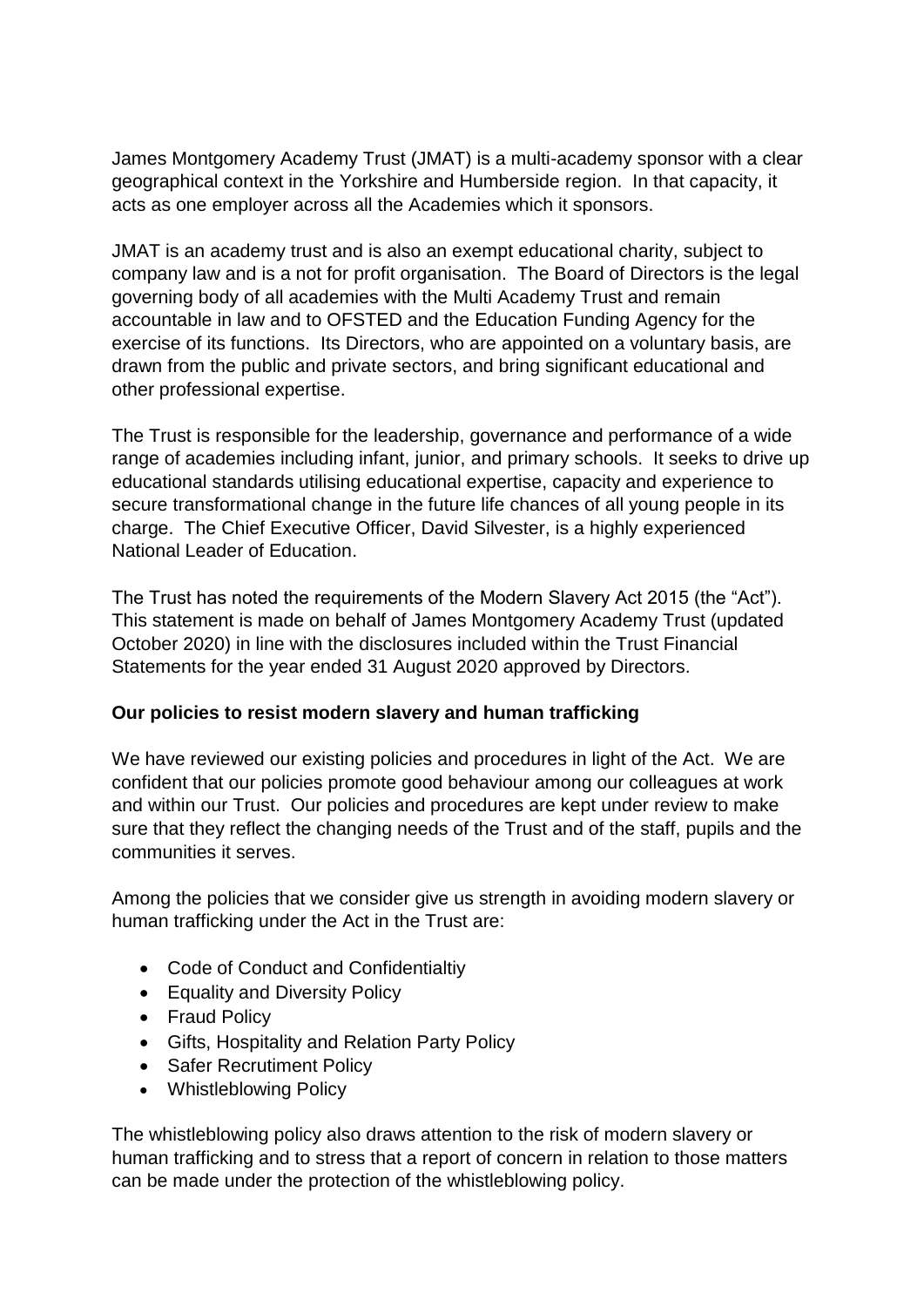James Montgomery Academy Trust (JMAT) is a multi-academy sponsor with a clear geographical context in the Yorkshire and Humberside region. In that capacity, it acts as one employer across all the Academies which it sponsors.

JMAT is an academy trust and is also an exempt educational charity, subject to company law and is a not for profit organisation. The Board of Directors is the legal governing body of all academies with the Multi Academy Trust and remain accountable in law and to OFSTED and the Education Funding Agency for the exercise of its functions. Its Directors, who are appointed on a voluntary basis, are drawn from the public and private sectors, and bring significant educational and other professional expertise.

The Trust is responsible for the leadership, governance and performance of a wide range of academies including infant, junior, and primary schools. It seeks to drive up educational standards utilising educational expertise, capacity and experience to secure transformational change in the future life chances of all young people in its charge. The Chief Executive Officer, David Silvester, is a highly experienced National Leader of Education.

The Trust has noted the requirements of the Modern Slavery Act 2015 (the "Act"). This statement is made on behalf of James Montgomery Academy Trust (updated October 2020) in line with the disclosures included within the Trust Financial Statements for the year ended 31 August 2020 approved by Directors.

**Our policies to resist modern slavery and human trafficking**

We have reviewed our existing policies and procedures in light of the Act. We are confident that our policies promote good behaviour among our colleagues at work and within our Trust. Our policies and procedures are kept under review to make sure that they reflect the changing needs of the Trust and of the staff, pupils and the communities it serves.

Among the policies that we consider give us strength in avoiding modern slavery or human trafficking under the Act in the Trust are:

- Code of Conduct and Confidentialtiy
- Equality and Diversity Policy
- Fraud Policy
- Gifts, Hospitality and Relation Party Policy
- Safer Recrutiment Policy
- Whistleblowing Policy

The whistleblowing policy also draws attention to the risk of modern slavery or human trafficking and to stress that a report of concern in relation to those matters can be made under the protection of the whistleblowing policy.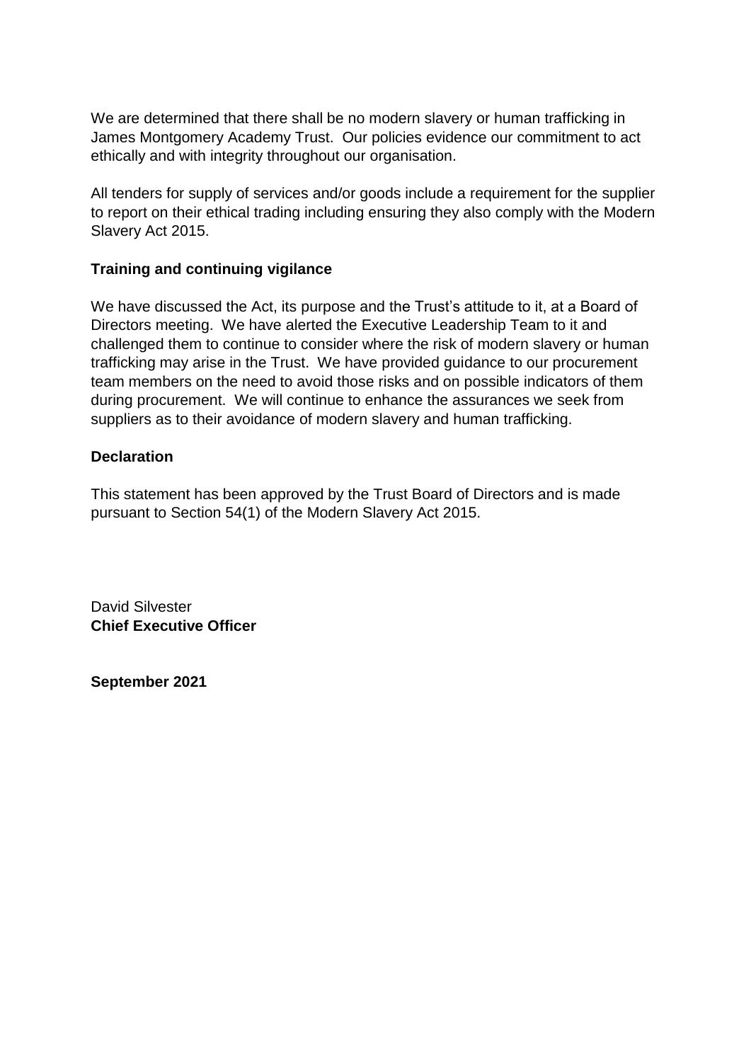We are determined that there shall be no modern slavery or human trafficking in James Montgomery Academy Trust. Our policies evidence our commitment to act ethically and with integrity throughout our organisation.

All tenders for supply of services and/or goods include a requirement for the supplier to report on their ethical trading including ensuring they also comply with the Modern Slavery Act 2015.

**Training and continuing vigilance**

We have discussed the Act, its purpose and the Trust's attitude to it, at a Board of Directors meeting. We have alerted the Executive Leadership Team to it and challenged them to continue to consider where the risk of modern slavery or human trafficking may arise in the Trust. We have provided guidance to our procurement team members on the need to avoid those risks and on possible indicators of them during procurement. We will continue to enhance the assurances we seek from suppliers as to their avoidance of modern slavery and human trafficking.

**Declaration**

This statement has been approved by the Trust Board of Directors and is made pursuant to Section 54(1) of the Modern Slavery Act 2015.

David Silvester
**Chief Executive Officer**

**September 2021**